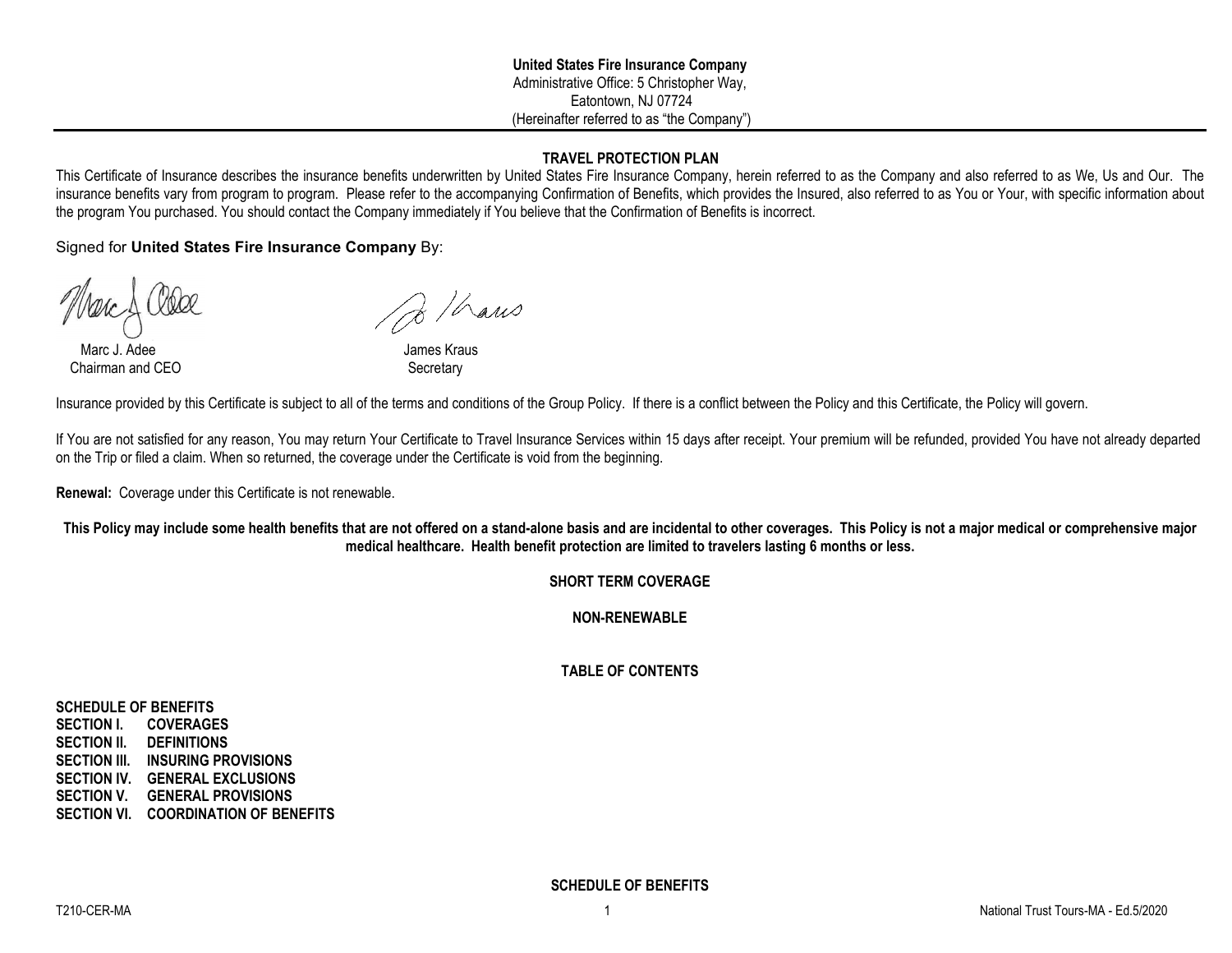**United States Fire Insurance Company**
Administrative Office: 5 Christopher Way,
Eatontown, NJ 07724
(Hereinafter referred to as "the Company")

---

## TRAVEL PROTECTION PLAN

This Certificate of Insurance describes the insurance benefits underwritten by United States Fire Insurance Company, herein referred to as the Company and also referred to as We, Us and Our. The insurance benefits vary from program to program. Please refer to the accompanying Confirmation of Benefits, which provides the Insured, also referred to as You or Your, with specific information about the program You purchased. You should contact the Company immediately if You believe that the Confirmation of Benefits is incorrect.

Signed for **United States Fire Insurance Company** By:

Marc J. Adee
Chairman and CEO

James Kraus
Secretary

Insurance provided by this Certificate is subject to all of the terms and conditions of the Group Policy. If there is a conflict between the Policy and this Certificate, the Policy will govern.

If You are not satisfied for any reason, You may return Your Certificate to Travel Insurance Services within 15 days after receipt. Your premium will be refunded, provided You have not already departed on the Trip or filed a claim. When so returned, the coverage under the Certificate is void from the beginning.

**Renewal:** Coverage under this Certificate is not renewable.

**This Policy may include some health benefits that are not offered on a stand-alone basis and are incidental to other coverages. This Policy is not a major medical or comprehensive major medical healthcare. Health benefit protection are limited to travelers lasting 6 months or less.**

**SHORT TERM COVERAGE**

**NON-RENEWABLE**

## TABLE OF CONTENTS

**SCHEDULE OF BENEFITS**
**SECTION I. COVERAGES**
**SECTION II. DEFINITIONS**
**SECTION III. INSURING PROVISIONS**
**SECTION IV. GENERAL EXCLUSIONS**
**SECTION V. GENERAL PROVISIONS**
**SECTION VI. COORDINATION OF BENEFITS**

## SCHEDULE OF BENEFITS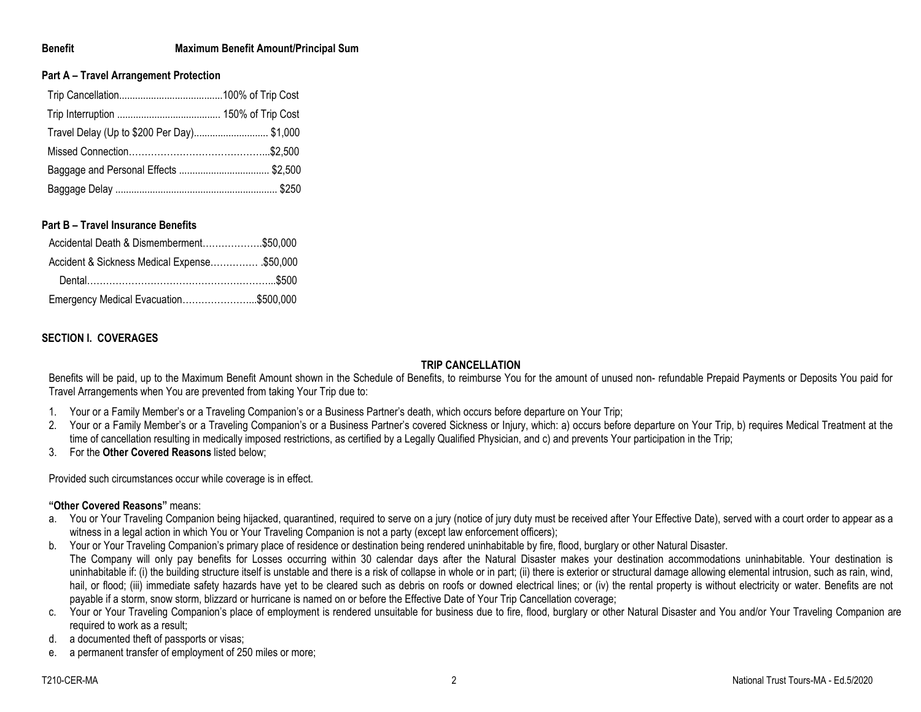| Benefit | Maximum Benefit Amount/Principal Sum |
|---|---|
| **Part A – Travel Arrangement Protection** | |
| Trip Cancellation | 100% of Trip Cost |
| Trip Interruption | 150% of Trip Cost |
| Travel Delay (Up to $200 Per Day) | $1,000 |
| Missed Connection | $2,500 |
| Baggage and Personal Effects | $2,500 |
| Baggage Delay | $250 |
| **Part B – Travel Insurance Benefits** | |
| Accidental Death & Dismemberment | $50,000 |
| Accident & Sickness Medical Expense | $50,000 |
| Dental | $500 |
| Emergency Medical Evacuation | $500,000 |

## SECTION I. COVERAGES

### TRIP CANCELLATION

Benefits will be paid, up to the Maximum Benefit Amount shown in the Schedule of Benefits, to reimburse You for the amount of unused non- refundable Prepaid Payments or Deposits You paid for Travel Arrangements when You are prevented from taking Your Trip due to:

1. Your or a Family Member's or a Traveling Companion's or a Business Partner's death, which occurs before departure on Your Trip;
2. Your or a Family Member's or a Traveling Companion's or a Business Partner's covered Sickness or Injury, which: a) occurs before departure on Your Trip, b) requires Medical Treatment at the time of cancellation resulting in medically imposed restrictions, as certified by a Legally Qualified Physician, and c) and prevents Your participation in the Trip;
3. For the **Other Covered Reasons** listed below;

Provided such circumstances occur while coverage is in effect.

**"Other Covered Reasons"** means:

a. You or Your Traveling Companion being hijacked, quarantined, required to serve on a jury (notice of jury duty must be received after Your Effective Date), served with a court order to appear as a witness in a legal action in which You or Your Traveling Companion is not a party (except law enforcement officers);
b. Your or Your Traveling Companion's primary place of residence or destination being rendered uninhabitable by fire, flood, burglary or other Natural Disaster.
   The Company will only pay benefits for Losses occurring within 30 calendar days after the Natural Disaster makes your destination accommodations uninhabitable. Your destination is uninhabitable if: (i) the building structure itself is unstable and there is a risk of collapse in whole or in part; (ii) there is exterior or structural damage allowing elemental intrusion, such as rain, wind, hail, or flood; (iii) immediate safety hazards have yet to be cleared such as debris on roofs or downed electrical lines; or (iv) the rental property is without electricity or water. Benefits are not payable if a storm, snow storm, blizzard or hurricane is named on or before the Effective Date of Your Trip Cancellation coverage;
c. Your or Your Traveling Companion's place of employment is rendered unsuitable for business due to fire, flood, burglary or other Natural Disaster and You and/or Your Traveling Companion are required to work as a result;
d. a documented theft of passports or visas;
e. a permanent transfer of employment of 250 miles or more;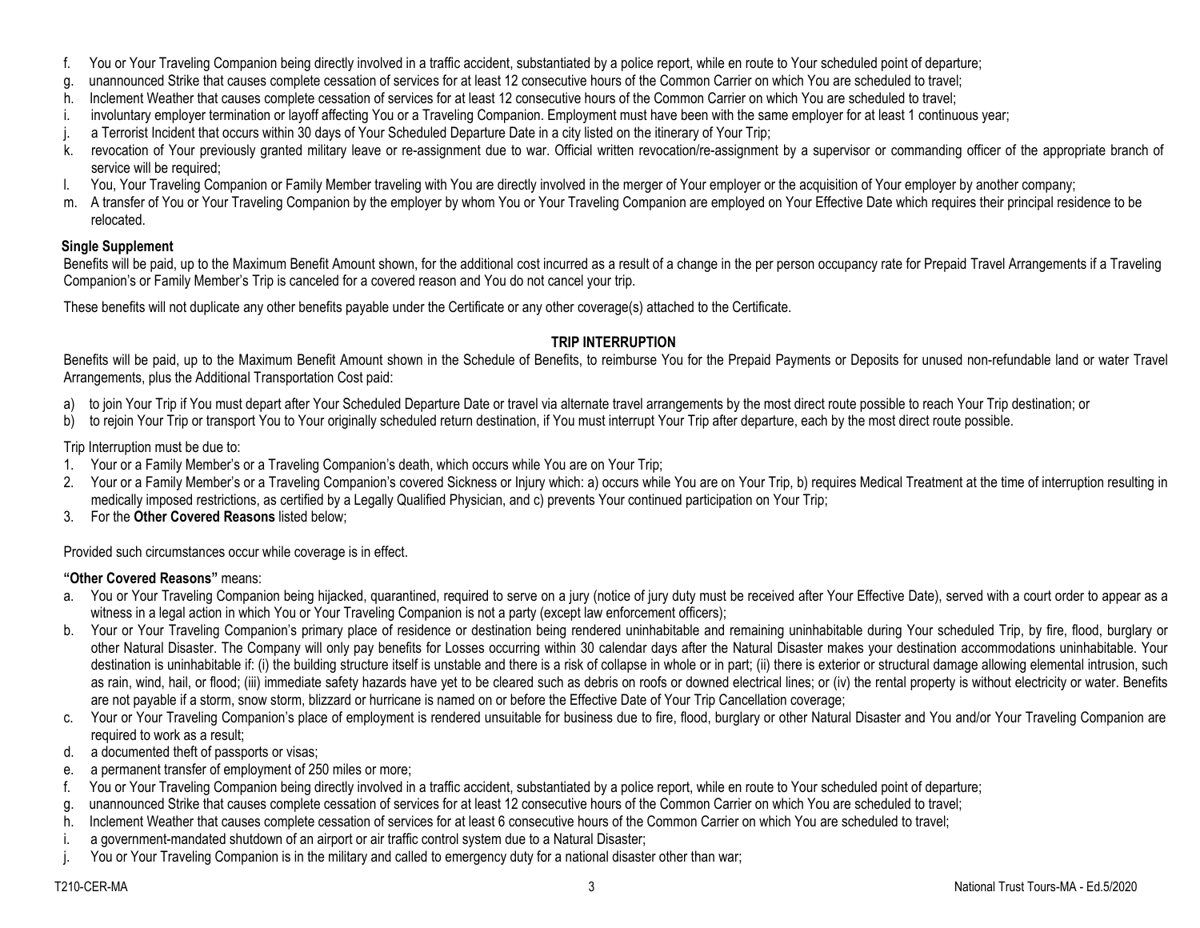f. You or Your Traveling Companion being directly involved in a traffic accident, substantiated by a police report, while en route to Your scheduled point of departure;
g. unannounced Strike that causes complete cessation of services for at least 12 consecutive hours of the Common Carrier on which You are scheduled to travel;
h. Inclement Weather that causes complete cessation of services for at least 12 consecutive hours of the Common Carrier on which You are scheduled to travel;
i. involuntary employer termination or layoff affecting You or a Traveling Companion. Employment must have been with the same employer for at least 1 continuous year;
j. a Terrorist Incident that occurs within 30 days of Your Scheduled Departure Date in a city listed on the itinerary of Your Trip;
k. revocation of Your previously granted military leave or re-assignment due to war. Official written revocation/re-assignment by a supervisor or commanding officer of the appropriate branch of service will be required;
l. You, Your Traveling Companion or Family Member traveling with You are directly involved in the merger of Your employer or the acquisition of Your employer by another company;
m. A transfer of You or Your Traveling Companion by the employer by whom You or Your Traveling Companion are employed on Your Effective Date which requires their principal residence to be relocated.

**Single Supplement**

Benefits will be paid, up to the Maximum Benefit Amount shown, for the additional cost incurred as a result of a change in the per person occupancy rate for Prepaid Travel Arrangements if a Traveling Companion's or Family Member's Trip is canceled for a covered reason and You do not cancel your trip.

These benefits will not duplicate any other benefits payable under the Certificate or any other coverage(s) attached to the Certificate.

## TRIP INTERRUPTION

Benefits will be paid, up to the Maximum Benefit Amount shown in the Schedule of Benefits, to reimburse You for the Prepaid Payments or Deposits for unused non-refundable land or water Travel Arrangements, plus the Additional Transportation Cost paid:

a) to join Your Trip if You must depart after Your Scheduled Departure Date or travel via alternate travel arrangements by the most direct route possible to reach Your Trip destination; or
b) to rejoin Your Trip or transport You to Your originally scheduled return destination, if You must interrupt Your Trip after departure, each by the most direct route possible.

Trip Interruption must be due to:

1. Your or a Family Member's or a Traveling Companion's death, which occurs while You are on Your Trip;
2. Your or a Family Member's or a Traveling Companion's covered Sickness or Injury which: a) occurs while You are on Your Trip, b) requires Medical Treatment at the time of interruption resulting in medically imposed restrictions, as certified by a Legally Qualified Physician, and c) prevents Your continued participation on Your Trip;
3. For the **Other Covered Reasons** listed below;

Provided such circumstances occur while coverage is in effect.

**"Other Covered Reasons"** means:

a. You or Your Traveling Companion being hijacked, quarantined, required to serve on a jury (notice of jury duty must be received after Your Effective Date), served with a court order to appear as a witness in a legal action in which You or Your Traveling Companion is not a party (except law enforcement officers);
b. Your or Your Traveling Companion's primary place of residence or destination being rendered uninhabitable and remaining uninhabitable during Your scheduled Trip, by fire, flood, burglary or other Natural Disaster. The Company will only pay benefits for Losses occurring within 30 calendar days after the Natural Disaster makes your destination accommodations uninhabitable. Your destination is uninhabitable if: (i) the building structure itself is unstable and there is a risk of collapse in whole or in part; (ii) there is exterior or structural damage allowing elemental intrusion, such as rain, wind, hail, or flood; (iii) immediate safety hazards have yet to be cleared such as debris on roofs or downed electrical lines; or (iv) the rental property is without electricity or water. Benefits are not payable if a storm, snow storm, blizzard or hurricane is named on or before the Effective Date of Your Trip Cancellation coverage;
c. Your or Your Traveling Companion's place of employment is rendered unsuitable for business due to fire, flood, burglary or other Natural Disaster and You and/or Your Traveling Companion are required to work as a result;
d. a documented theft of passports or visas;
e. a permanent transfer of employment of 250 miles or more;
f. You or Your Traveling Companion being directly involved in a traffic accident, substantiated by a police report, while en route to Your scheduled point of departure;
g. unannounced Strike that causes complete cessation of services for at least 12 consecutive hours of the Common Carrier on which You are scheduled to travel;
h. Inclement Weather that causes complete cessation of services for at least 6 consecutive hours of the Common Carrier on which You are scheduled to travel;
i. a government-mandated shutdown of an airport or air traffic control system due to a Natural Disaster;
j. You or Your Traveling Companion is in the military and called to emergency duty for a national disaster other than war;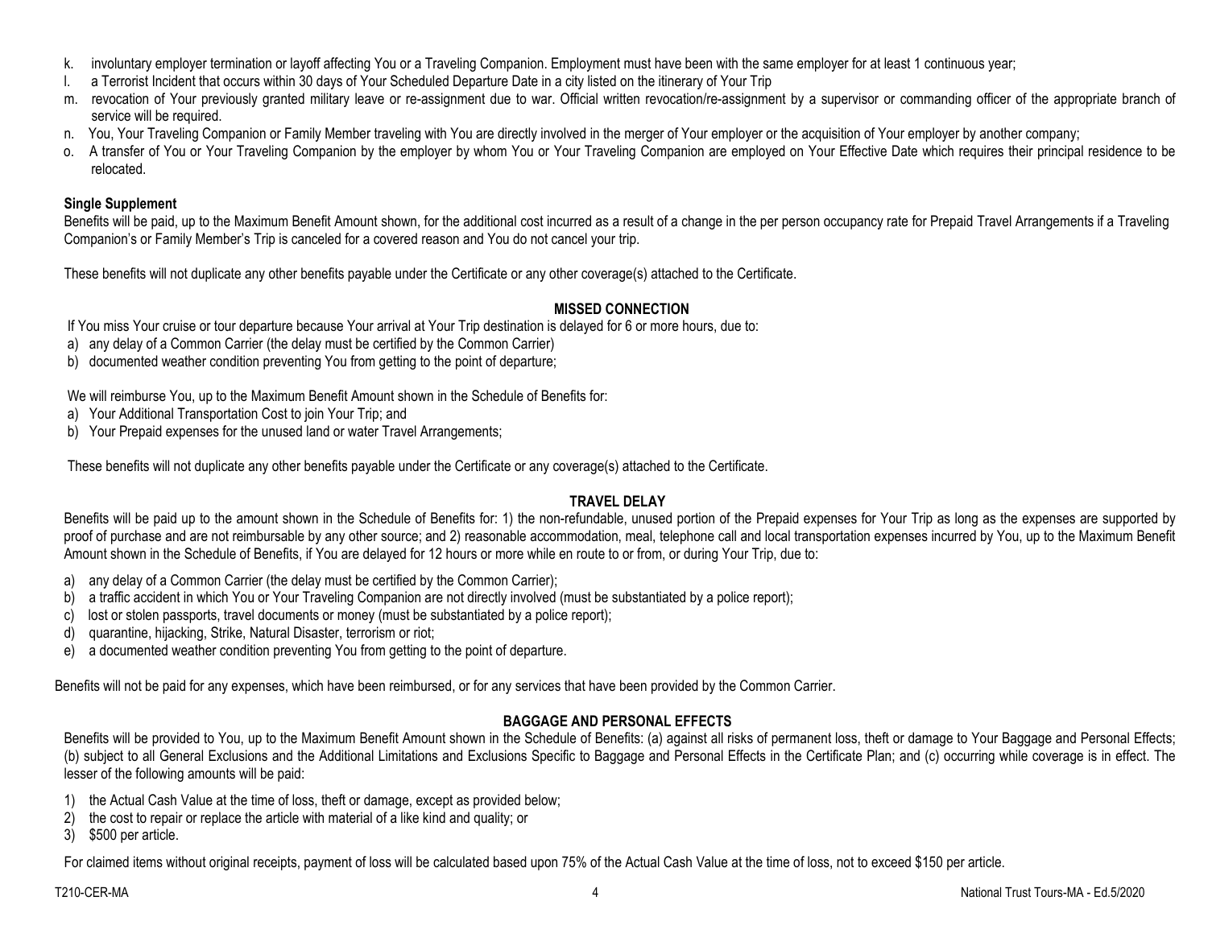k. involuntary employer termination or layoff affecting You or a Traveling Companion. Employment must have been with the same employer for at least 1 continuous year;
l. a Terrorist Incident that occurs within 30 days of Your Scheduled Departure Date in a city listed on the itinerary of Your Trip
m. revocation of Your previously granted military leave or re-assignment due to war. Official written revocation/re-assignment by a supervisor or commanding officer of the appropriate branch of service will be required.
n. You, Your Traveling Companion or Family Member traveling with You are directly involved in the merger of Your employer or the acquisition of Your employer by another company;
o. A transfer of You or Your Traveling Companion by the employer by whom You or Your Traveling Companion are employed on Your Effective Date which requires their principal residence to be relocated.

**Single Supplement**

Benefits will be paid, up to the Maximum Benefit Amount shown, for the additional cost incurred as a result of a change in the per person occupancy rate for Prepaid Travel Arrangements if a Traveling Companion's or Family Member's Trip is canceled for a covered reason and You do not cancel your trip.

These benefits will not duplicate any other benefits payable under the Certificate or any other coverage(s) attached to the Certificate.

## MISSED CONNECTION

If You miss Your cruise or tour departure because Your arrival at Your Trip destination is delayed for 6 or more hours, due to:

a) any delay of a Common Carrier (the delay must be certified by the Common Carrier)
b) documented weather condition preventing You from getting to the point of departure;

We will reimburse You, up to the Maximum Benefit Amount shown in the Schedule of Benefits for:

a) Your Additional Transportation Cost to join Your Trip; and
b) Your Prepaid expenses for the unused land or water Travel Arrangements;

These benefits will not duplicate any other benefits payable under the Certificate or any coverage(s) attached to the Certificate.

## TRAVEL DELAY

Benefits will be paid up to the amount shown in the Schedule of Benefits for: 1) the non-refundable, unused portion of the Prepaid expenses for Your Trip as long as the expenses are supported by proof of purchase and are not reimbursable by any other source; and 2) reasonable accommodation, meal, telephone call and local transportation expenses incurred by You, up to the Maximum Benefit Amount shown in the Schedule of Benefits, if You are delayed for 12 hours or more while en route to or from, or during Your Trip, due to:

a) any delay of a Common Carrier (the delay must be certified by the Common Carrier);
b) a traffic accident in which You or Your Traveling Companion are not directly involved (must be substantiated by a police report);
c) lost or stolen passports, travel documents or money (must be substantiated by a police report);
d) quarantine, hijacking, Strike, Natural Disaster, terrorism or riot;
e) a documented weather condition preventing You from getting to the point of departure.

Benefits will not be paid for any expenses, which have been reimbursed, or for any services that have been provided by the Common Carrier.

## BAGGAGE AND PERSONAL EFFECTS

Benefits will be provided to You, up to the Maximum Benefit Amount shown in the Schedule of Benefits: (a) against all risks of permanent loss, theft or damage to Your Baggage and Personal Effects; (b) subject to all General Exclusions and the Additional Limitations and Exclusions Specific to Baggage and Personal Effects in the Certificate Plan; and (c) occurring while coverage is in effect. The lesser of the following amounts will be paid:

1) the Actual Cash Value at the time of loss, theft or damage, except as provided below;
2) the cost to repair or replace the article with material of a like kind and quality; or
3) $500 per article.

For claimed items without original receipts, payment of loss will be calculated based upon 75% of the Actual Cash Value at the time of loss, not to exceed $150 per article.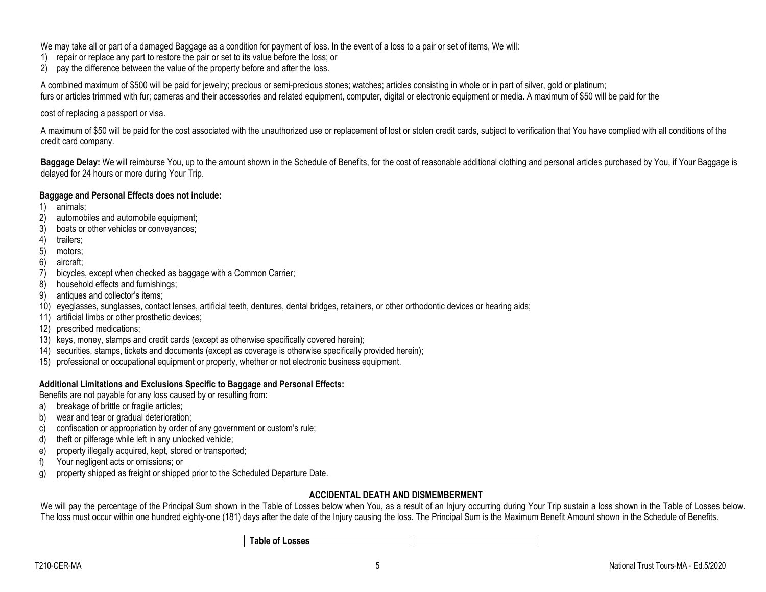We may take all or part of a damaged Baggage as a condition for payment of loss. In the event of a loss to a pair or set of items, We will:

1) repair or replace any part to restore the pair or set to its value before the loss; or
2) pay the difference between the value of the property before and after the loss.

A combined maximum of $500 will be paid for jewelry; precious or semi-precious stones; watches; articles consisting in whole or in part of silver, gold or platinum; furs or articles trimmed with fur; cameras and their accessories and related equipment, computer, digital or electronic equipment or media. A maximum of $50 will be paid for the cost of replacing a passport or visa.

A maximum of $50 will be paid for the cost associated with the unauthorized use or replacement of lost or stolen credit cards, subject to verification that You have complied with all conditions of the credit card company.

**Baggage Delay:** We will reimburse You, up to the amount shown in the Schedule of Benefits, for the cost of reasonable additional clothing and personal articles purchased by You, if Your Baggage is delayed for 24 hours or more during Your Trip.

**Baggage and Personal Effects does not include:**

1) animals;
2) automobiles and automobile equipment;
3) boats or other vehicles or conveyances;
4) trailers;
5) motors;
6) aircraft;
7) bicycles, except when checked as baggage with a Common Carrier;
8) household effects and furnishings;
9) antiques and collector's items;
10) eyeglasses, sunglasses, contact lenses, artificial teeth, dentures, dental bridges, retainers, or other orthodontic devices or hearing aids;
11) artificial limbs or other prosthetic devices;
12) prescribed medications;
13) keys, money, stamps and credit cards (except as otherwise specifically covered herein);
14) securities, stamps, tickets and documents (except as coverage is otherwise specifically provided herein);
15) professional or occupational equipment or property, whether or not electronic business equipment.

**Additional Limitations and Exclusions Specific to Baggage and Personal Effects:**

Benefits are not payable for any loss caused by or resulting from:

a) breakage of brittle or fragile articles;
b) wear and tear or gradual deterioration;
c) confiscation or appropriation by order of any government or custom's rule;
d) theft or pilferage while left in any unlocked vehicle;
e) property illegally acquired, kept, stored or transported;
f) Your negligent acts or omissions; or
g) property shipped as freight or shipped prior to the Scheduled Departure Date.

## ACCIDENTAL DEATH AND DISMEMBERMENT

We will pay the percentage of the Principal Sum shown in the Table of Losses below when You, as a result of an Injury occurring during Your Trip sustain a loss shown in the Table of Losses below. The loss must occur within one hundred eighty-one (181) days after the date of the Injury causing the loss. The Principal Sum is the Maximum Benefit Amount shown in the Schedule of Benefits.

| Table of Losses | |
|---|---|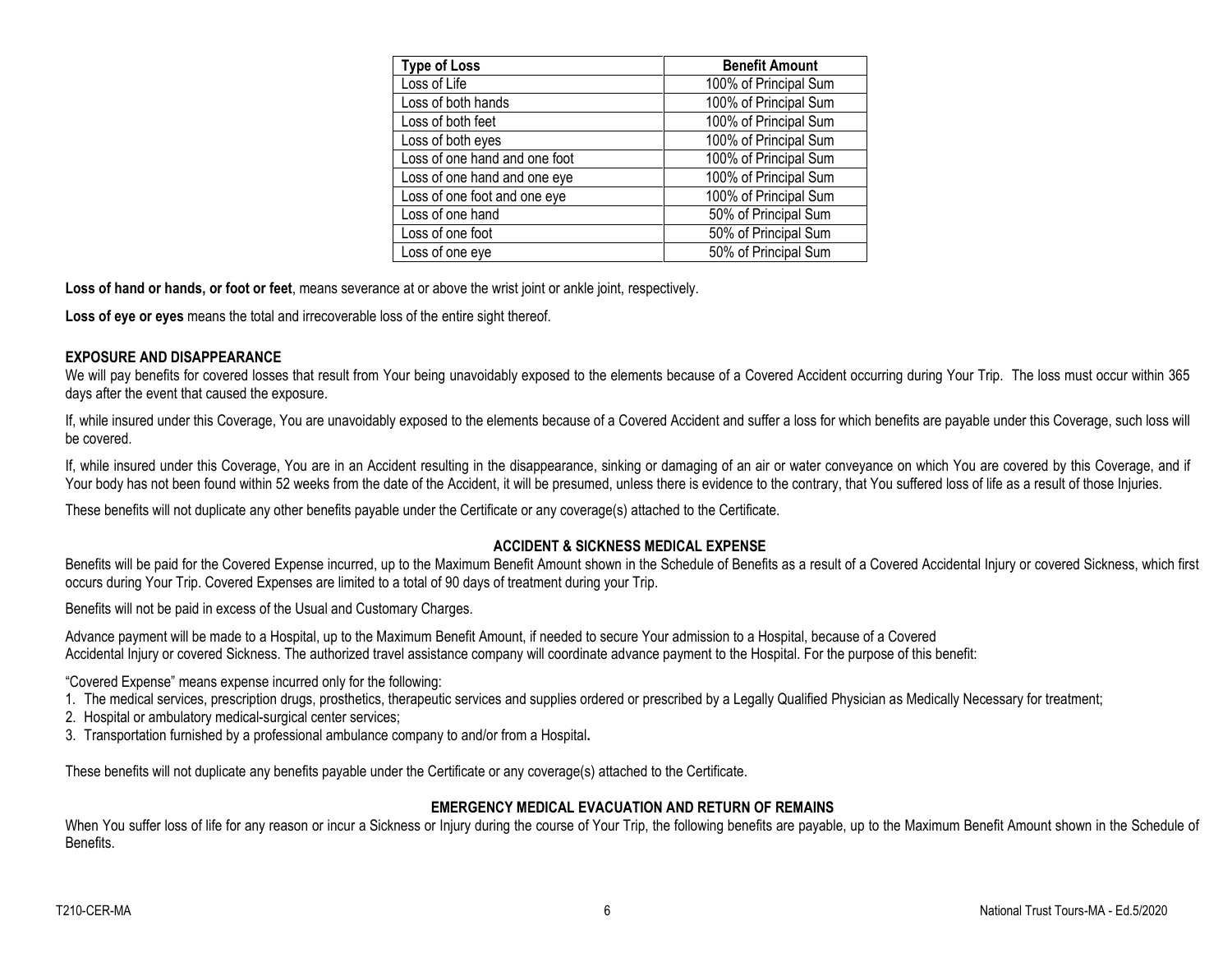| Type of Loss | Benefit Amount |
|---|---|
| Loss of Life | 100% of Principal Sum |
| Loss of both hands | 100% of Principal Sum |
| Loss of both feet | 100% of Principal Sum |
| Loss of both eyes | 100% of Principal Sum |
| Loss of one hand and one foot | 100% of Principal Sum |
| Loss of one hand and one eye | 100% of Principal Sum |
| Loss of one foot and one eye | 100% of Principal Sum |
| Loss of one hand | 50% of Principal Sum |
| Loss of one foot | 50% of Principal Sum |
| Loss of one eye | 50% of Principal Sum |

**Loss of hand or hands, or foot or feet**, means severance at or above the wrist joint or ankle joint, respectively.

**Loss of eye or eyes** means the total and irrecoverable loss of the entire sight thereof.

**EXPOSURE AND DISAPPEARANCE**

We will pay benefits for covered losses that result from Your being unavoidably exposed to the elements because of a Covered Accident occurring during Your Trip. The loss must occur within 365 days after the event that caused the exposure.

If, while insured under this Coverage, You are unavoidably exposed to the elements because of a Covered Accident and suffer a loss for which benefits are payable under this Coverage, such loss will be covered.

If, while insured under this Coverage, You are in an Accident resulting in the disappearance, sinking or damaging of an air or water conveyance on which You are covered by this Coverage, and if Your body has not been found within 52 weeks from the date of the Accident, it will be presumed, unless there is evidence to the contrary, that You suffered loss of life as a result of those Injuries.

These benefits will not duplicate any other benefits payable under the Certificate or any coverage(s) attached to the Certificate.

**ACCIDENT & SICKNESS MEDICAL EXPENSE**

Benefits will be paid for the Covered Expense incurred, up to the Maximum Benefit Amount shown in the Schedule of Benefits as a result of a Covered Accidental Injury or covered Sickness, which first occurs during Your Trip. Covered Expenses are limited to a total of 90 days of treatment during your Trip.

Benefits will not be paid in excess of the Usual and Customary Charges.

Advance payment will be made to a Hospital, up to the Maximum Benefit Amount, if needed to secure Your admission to a Hospital, because of a Covered Accidental Injury or covered Sickness. The authorized travel assistance company will coordinate advance payment to the Hospital. For the purpose of this benefit:

"Covered Expense" means expense incurred only for the following:

1. The medical services, prescription drugs, prosthetics, therapeutic services and supplies ordered or prescribed by a Legally Qualified Physician as Medically Necessary for treatment;
2. Hospital or ambulatory medical-surgical center services;
3. Transportation furnished by a professional ambulance company to and/or from a Hospital**.**

These benefits will not duplicate any benefits payable under the Certificate or any coverage(s) attached to the Certificate.

**EMERGENCY MEDICAL EVACUATION AND RETURN OF REMAINS**

When You suffer loss of life for any reason or incur a Sickness or Injury during the course of Your Trip, the following benefits are payable, up to the Maximum Benefit Amount shown in the Schedule of Benefits.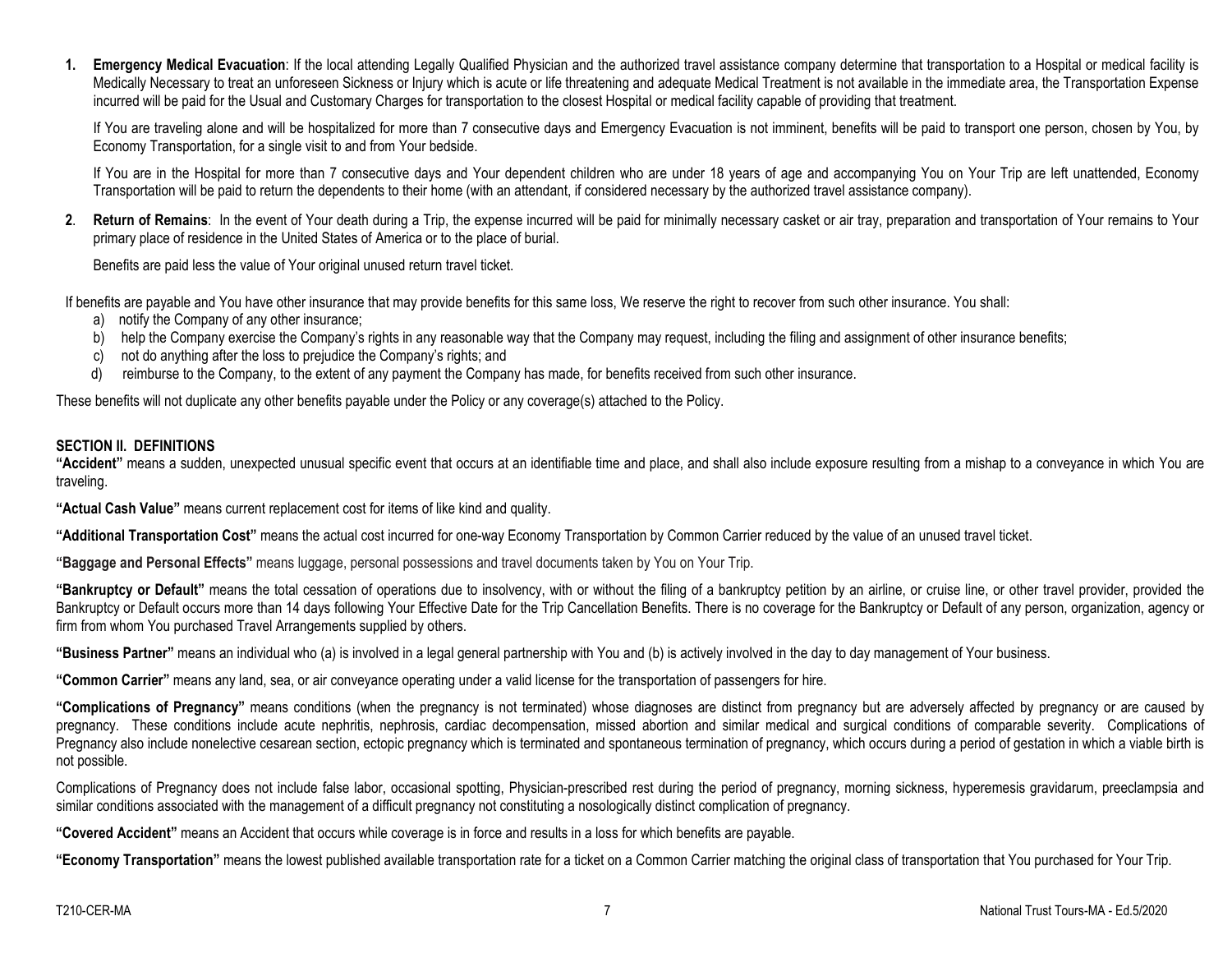1. **Emergency Medical Evacuation**: If the local attending Legally Qualified Physician and the authorized travel assistance company determine that transportation to a Hospital or medical facility is Medically Necessary to treat an unforeseen Sickness or Injury which is acute or life threatening and adequate Medical Treatment is not available in the immediate area, the Transportation Expense incurred will be paid for the Usual and Customary Charges for transportation to the closest Hospital or medical facility capable of providing that treatment.

   If You are traveling alone and will be hospitalized for more than 7 consecutive days and Emergency Evacuation is not imminent, benefits will be paid to transport one person, chosen by You, by Economy Transportation, for a single visit to and from Your bedside.

   If You are in the Hospital for more than 7 consecutive days and Your dependent children who are under 18 years of age and accompanying You on Your Trip are left unattended, Economy Transportation will be paid to return the dependents to their home (with an attendant, if considered necessary by the authorized travel assistance company).

2. **Return of Remains**: In the event of Your death during a Trip, the expense incurred will be paid for minimally necessary casket or air tray, preparation and transportation of Your remains to Your primary place of residence in the United States of America or to the place of burial.

   Benefits are paid less the value of Your original unused return travel ticket.

If benefits are payable and You have other insurance that may provide benefits for this same loss, We reserve the right to recover from such other insurance. You shall:

a) notify the Company of any other insurance;
b) help the Company exercise the Company's rights in any reasonable way that the Company may request, including the filing and assignment of other insurance benefits;
c) not do anything after the loss to prejudice the Company's rights; and
d) reimburse to the Company, to the extent of any payment the Company has made, for benefits received from such other insurance.

These benefits will not duplicate any other benefits payable under the Policy or any coverage(s) attached to the Policy.

## SECTION II. DEFINITIONS

**"Accident"** means a sudden, unexpected unusual specific event that occurs at an identifiable time and place, and shall also include exposure resulting from a mishap to a conveyance in which You are traveling.

**"Actual Cash Value"** means current replacement cost for items of like kind and quality.

**"Additional Transportation Cost"** means the actual cost incurred for one-way Economy Transportation by Common Carrier reduced by the value of an unused travel ticket.

**"Baggage and Personal Effects"** means luggage, personal possessions and travel documents taken by You on Your Trip.

**"Bankruptcy or Default"** means the total cessation of operations due to insolvency, with or without the filing of a bankruptcy petition by an airline, or cruise line, or other travel provider, provided the Bankruptcy or Default occurs more than 14 days following Your Effective Date for the Trip Cancellation Benefits. There is no coverage for the Bankruptcy or Default of any person, organization, agency or firm from whom You purchased Travel Arrangements supplied by others.

**"Business Partner"** means an individual who (a) is involved in a legal general partnership with You and (b) is actively involved in the day to day management of Your business.

**"Common Carrier"** means any land, sea, or air conveyance operating under a valid license for the transportation of passengers for hire.

**"Complications of Pregnancy"** means conditions (when the pregnancy is not terminated) whose diagnoses are distinct from pregnancy but are adversely affected by pregnancy or are caused by pregnancy. These conditions include acute nephritis, nephrosis, cardiac decompensation, missed abortion and similar medical and surgical conditions of comparable severity. Complications of Pregnancy also include nonelective cesarean section, ectopic pregnancy which is terminated and spontaneous termination of pregnancy, which occurs during a period of gestation in which a viable birth is not possible.

Complications of Pregnancy does not include false labor, occasional spotting, Physician-prescribed rest during the period of pregnancy, morning sickness, hyperemesis gravidarum, preeclampsia and similar conditions associated with the management of a difficult pregnancy not constituting a nosologically distinct complication of pregnancy.

**"Covered Accident"** means an Accident that occurs while coverage is in force and results in a loss for which benefits are payable.

**"Economy Transportation"** means the lowest published available transportation rate for a ticket on a Common Carrier matching the original class of transportation that You purchased for Your Trip.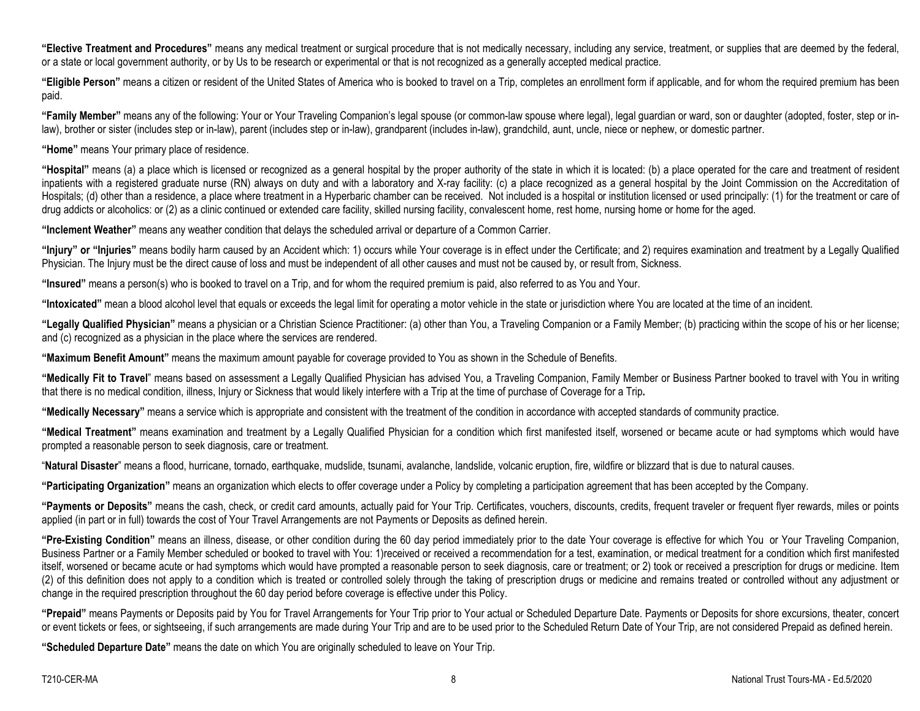**"Elective Treatment and Procedures"** means any medical treatment or surgical procedure that is not medically necessary, including any service, treatment, or supplies that are deemed by the federal, or a state or local government authority, or by Us to be research or experimental or that is not recognized as a generally accepted medical practice.

**"Eligible Person"** means a citizen or resident of the United States of America who is booked to travel on a Trip, completes an enrollment form if applicable, and for whom the required premium has been paid.

**"Family Member"** means any of the following: Your or Your Traveling Companion's legal spouse (or common-law spouse where legal), legal guardian or ward, son or daughter (adopted, foster, step or in-law), brother or sister (includes step or in-law), parent (includes step or in-law), grandparent (includes in-law), grandchild, aunt, uncle, niece or nephew, or domestic partner.

**"Home"** means Your primary place of residence.

**"Hospital"** means (a) a place which is licensed or recognized as a general hospital by the proper authority of the state in which it is located: (b) a place operated for the care and treatment of resident inpatients with a registered graduate nurse (RN) always on duty and with a laboratory and X-ray facility: (c) a place recognized as a general hospital by the Joint Commission on the Accreditation of Hospitals; (d) other than a residence, a place where treatment in a Hyperbaric chamber can be received. Not included is a hospital or institution licensed or used principally: (1) for the treatment or care of drug addicts or alcoholics: or (2) as a clinic continued or extended care facility, skilled nursing facility, convalescent home, rest home, nursing home or home for the aged.

**"Inclement Weather"** means any weather condition that delays the scheduled arrival or departure of a Common Carrier.

**"Injury" or "Injuries"** means bodily harm caused by an Accident which: 1) occurs while Your coverage is in effect under the Certificate; and 2) requires examination and treatment by a Legally Qualified Physician. The Injury must be the direct cause of loss and must be independent of all other causes and must not be caused by, or result from, Sickness.

**"Insured"** means a person(s) who is booked to travel on a Trip, and for whom the required premium is paid, also referred to as You and Your.

**"Intoxicated"** mean a blood alcohol level that equals or exceeds the legal limit for operating a motor vehicle in the state or jurisdiction where You are located at the time of an incident.

**"Legally Qualified Physician"** means a physician or a Christian Science Practitioner: (a) other than You, a Traveling Companion or a Family Member; (b) practicing within the scope of his or her license; and (c) recognized as a physician in the place where the services are rendered.

**"Maximum Benefit Amount"** means the maximum amount payable for coverage provided to You as shown in the Schedule of Benefits.

**"Medically Fit to Travel"** means based on assessment a Legally Qualified Physician has advised You, a Traveling Companion, Family Member or Business Partner booked to travel with You in writing that there is no medical condition, illness, Injury or Sickness that would likely interfere with a Trip at the time of purchase of Coverage for a Trip**.**

**"Medically Necessary"** means a service which is appropriate and consistent with the treatment of the condition in accordance with accepted standards of community practice.

**"Medical Treatment"** means examination and treatment by a Legally Qualified Physician for a condition which first manifested itself, worsened or became acute or had symptoms which would have prompted a reasonable person to seek diagnosis, care or treatment.

"**Natural Disaster**" means a flood, hurricane, tornado, earthquake, mudslide, tsunami, avalanche, landslide, volcanic eruption, fire, wildfire or blizzard that is due to natural causes.

**"Participating Organization"** means an organization which elects to offer coverage under a Policy by completing a participation agreement that has been accepted by the Company.

**"Payments or Deposits"** means the cash, check, or credit card amounts, actually paid for Your Trip. Certificates, vouchers, discounts, credits, frequent traveler or frequent flyer rewards, miles or points applied (in part or in full) towards the cost of Your Travel Arrangements are not Payments or Deposits as defined herein.

**"Pre-Existing Condition"** means an illness, disease, or other condition during the 60 day period immediately prior to the date Your coverage is effective for which You or Your Traveling Companion, Business Partner or a Family Member scheduled or booked to travel with You: 1)received or received a recommendation for a test, examination, or medical treatment for a condition which first manifested itself, worsened or became acute or had symptoms which would have prompted a reasonable person to seek diagnosis, care or treatment; or 2) took or received a prescription for drugs or medicine. Item (2) of this definition does not apply to a condition which is treated or controlled solely through the taking of prescription drugs or medicine and remains treated or controlled without any adjustment or change in the required prescription throughout the 60 day period before coverage is effective under this Policy.

**"Prepaid"** means Payments or Deposits paid by You for Travel Arrangements for Your Trip prior to Your actual or Scheduled Departure Date. Payments or Deposits for shore excursions, theater, concert or event tickets or fees, or sightseeing, if such arrangements are made during Your Trip and are to be used prior to the Scheduled Return Date of Your Trip, are not considered Prepaid as defined herein.

**"Scheduled Departure Date"** means the date on which You are originally scheduled to leave on Your Trip.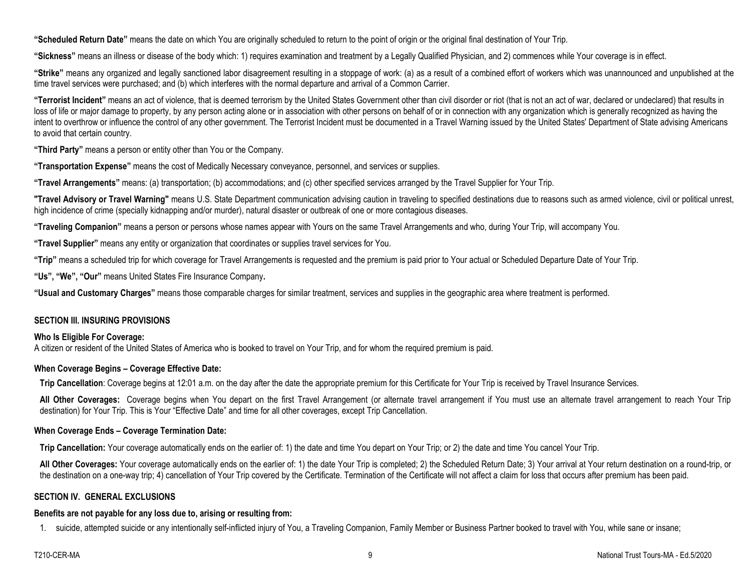**"Scheduled Return Date"** means the date on which You are originally scheduled to return to the point of origin or the original final destination of Your Trip.

**"Sickness"** means an illness or disease of the body which: 1) requires examination and treatment by a Legally Qualified Physician, and 2) commences while Your coverage is in effect.

**"Strike"** means any organized and legally sanctioned labor disagreement resulting in a stoppage of work: (a) as a result of a combined effort of workers which was unannounced and unpublished at the time travel services were purchased; and (b) which interferes with the normal departure and arrival of a Common Carrier.

**"Terrorist Incident"** means an act of violence, that is deemed terrorism by the United States Government other than civil disorder or riot (that is not an act of war, declared or undeclared) that results in loss of life or major damage to property, by any person acting alone or in association with other persons on behalf of or in connection with any organization which is generally recognized as having the intent to overthrow or influence the control of any other government. The Terrorist Incident must be documented in a Travel Warning issued by the United States' Department of State advising Americans to avoid that certain country.

**"Third Party"** means a person or entity other than You or the Company.

**"Transportation Expense"** means the cost of Medically Necessary conveyance, personnel, and services or supplies.

**"Travel Arrangements"** means: (a) transportation; (b) accommodations; and (c) other specified services arranged by the Travel Supplier for Your Trip.

**"Travel Advisory or Travel Warning"** means U.S. State Department communication advising caution in traveling to specified destinations due to reasons such as armed violence, civil or political unrest, high incidence of crime (specially kidnapping and/or murder), natural disaster or outbreak of one or more contagious diseases.

**"Traveling Companion"** means a person or persons whose names appear with Yours on the same Travel Arrangements and who, during Your Trip, will accompany You.

**"Travel Supplier"** means any entity or organization that coordinates or supplies travel services for You.

**"Trip"** means a scheduled trip for which coverage for Travel Arrangements is requested and the premium is paid prior to Your actual or Scheduled Departure Date of Your Trip.

**"Us", "We", "Our"** means United States Fire Insurance Company**.**

**"Usual and Customary Charges"** means those comparable charges for similar treatment, services and supplies in the geographic area where treatment is performed.

## SECTION III. INSURING PROVISIONS

**Who Is Eligible For Coverage:**
A citizen or resident of the United States of America who is booked to travel on Your Trip, and for whom the required premium is paid.

**When Coverage Begins – Coverage Effective Date:**

**Trip Cancellation**: Coverage begins at 12:01 a.m. on the day after the date the appropriate premium for this Certificate for Your Trip is received by Travel Insurance Services.

**All Other Coverages:** Coverage begins when You depart on the first Travel Arrangement (or alternate travel arrangement if You must use an alternate travel arrangement to reach Your Trip destination) for Your Trip. This is Your "Effective Date" and time for all other coverages, except Trip Cancellation.

**When Coverage Ends – Coverage Termination Date:**

**Trip Cancellation:** Your coverage automatically ends on the earlier of: 1) the date and time You depart on Your Trip; or 2) the date and time You cancel Your Trip.

**All Other Coverages:** Your coverage automatically ends on the earlier of: 1) the date Your Trip is completed; 2) the Scheduled Return Date; 3) Your arrival at Your return destination on a round-trip, or the destination on a one-way trip; 4) cancellation of Your Trip covered by the Certificate. Termination of the Certificate will not affect a claim for loss that occurs after premium has been paid.

## SECTION IV. GENERAL EXCLUSIONS

**Benefits are not payable for any loss due to, arising or resulting from:**

1. suicide, attempted suicide or any intentionally self-inflicted injury of You, a Traveling Companion, Family Member or Business Partner booked to travel with You, while sane or insane;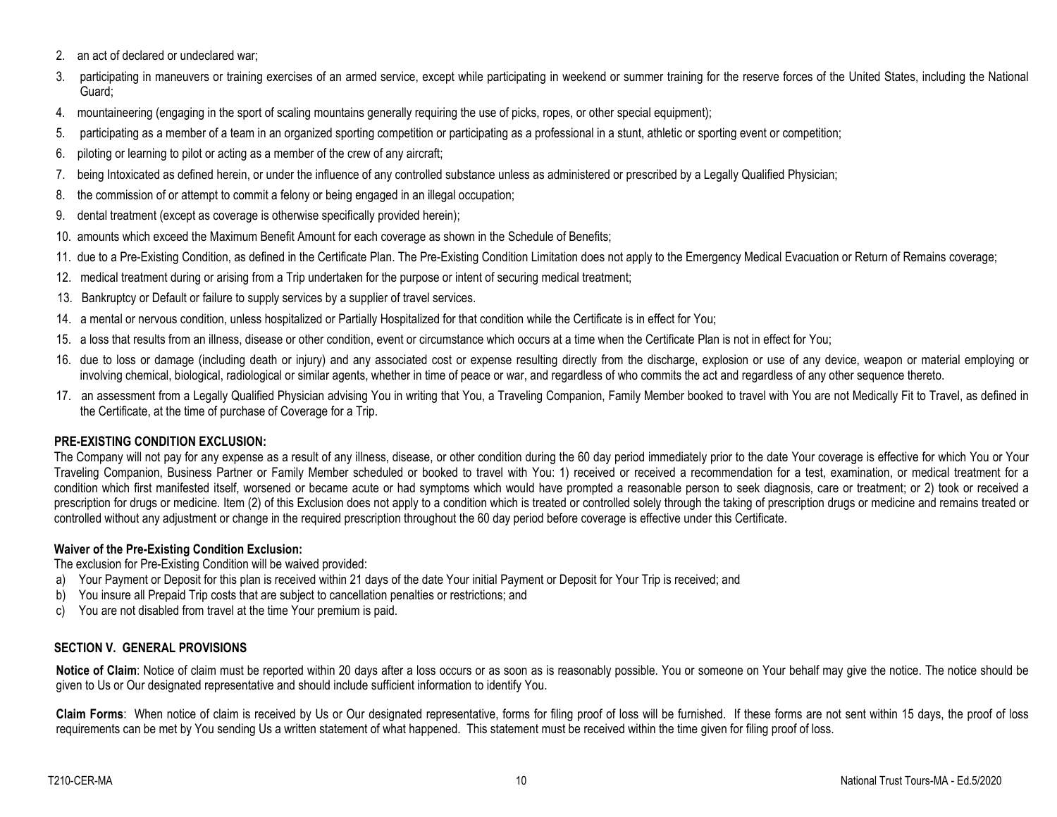2. an act of declared or undeclared war;
3. participating in maneuvers or training exercises of an armed service, except while participating in weekend or summer training for the reserve forces of the United States, including the National Guard;
4. mountaineering (engaging in the sport of scaling mountains generally requiring the use of picks, ropes, or other special equipment);
5. participating as a member of a team in an organized sporting competition or participating as a professional in a stunt, athletic or sporting event or competition;
6. piloting or learning to pilot or acting as a member of the crew of any aircraft;
7. being Intoxicated as defined herein, or under the influence of any controlled substance unless as administered or prescribed by a Legally Qualified Physician;
8. the commission of or attempt to commit a felony or being engaged in an illegal occupation;
9. dental treatment (except as coverage is otherwise specifically provided herein);
10. amounts which exceed the Maximum Benefit Amount for each coverage as shown in the Schedule of Benefits;
11. due to a Pre-Existing Condition, as defined in the Certificate Plan. The Pre-Existing Condition Limitation does not apply to the Emergency Medical Evacuation or Return of Remains coverage;
12. medical treatment during or arising from a Trip undertaken for the purpose or intent of securing medical treatment;
13. Bankruptcy or Default or failure to supply services by a supplier of travel services.
14. a mental or nervous condition, unless hospitalized or Partially Hospitalized for that condition while the Certificate is in effect for You;
15. a loss that results from an illness, disease or other condition, event or circumstance which occurs at a time when the Certificate Plan is not in effect for You;
16. due to loss or damage (including death or injury) and any associated cost or expense resulting directly from the discharge, explosion or use of any device, weapon or material employing or involving chemical, biological, radiological or similar agents, whether in time of peace or war, and regardless of who commits the act and regardless of any other sequence thereto.
17. an assessment from a Legally Qualified Physician advising You in writing that You, a Traveling Companion, Family Member booked to travel with You are not Medically Fit to Travel, as defined in the Certificate, at the time of purchase of Coverage for a Trip.

**PRE-EXISTING CONDITION EXCLUSION:**

The Company will not pay for any expense as a result of any illness, disease, or other condition during the 60 day period immediately prior to the date Your coverage is effective for which You or Your Traveling Companion, Business Partner or Family Member scheduled or booked to travel with You: 1) received or received a recommendation for a test, examination, or medical treatment for a condition which first manifested itself, worsened or became acute or had symptoms which would have prompted a reasonable person to seek diagnosis, care or treatment; or 2) took or received a prescription for drugs or medicine. Item (2) of this Exclusion does not apply to a condition which is treated or controlled solely through the taking of prescription drugs or medicine and remains treated or controlled without any adjustment or change in the required prescription throughout the 60 day period before coverage is effective under this Certificate.

**Waiver of the Pre-Existing Condition Exclusion:**

The exclusion for Pre-Existing Condition will be waived provided:

a) Your Payment or Deposit for this plan is received within 21 days of the date Your initial Payment or Deposit for Your Trip is received; and
b) You insure all Prepaid Trip costs that are subject to cancellation penalties or restrictions; and
c) You are not disabled from travel at the time Your premium is paid.

## SECTION V. GENERAL PROVISIONS

**Notice of Claim**: Notice of claim must be reported within 20 days after a loss occurs or as soon as is reasonably possible. You or someone on Your behalf may give the notice. The notice should be given to Us or Our designated representative and should include sufficient information to identify You.

**Claim Forms**: When notice of claim is received by Us or Our designated representative, forms for filing proof of loss will be furnished. If these forms are not sent within 15 days, the proof of loss requirements can be met by You sending Us a written statement of what happened. This statement must be received within the time given for filing proof of loss.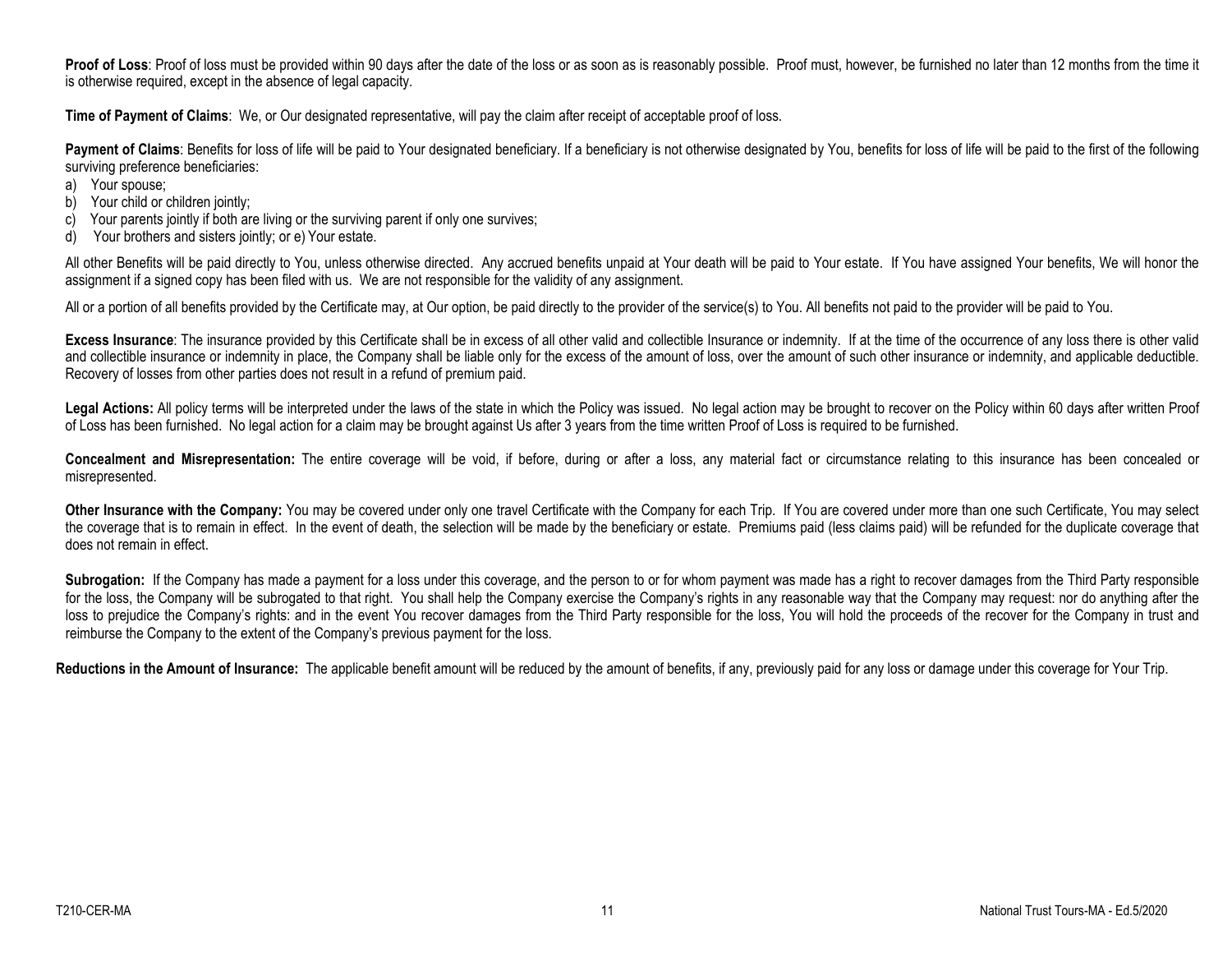**Proof of Loss**: Proof of loss must be provided within 90 days after the date of the loss or as soon as is reasonably possible. Proof must, however, be furnished no later than 12 months from the time it is otherwise required, except in the absence of legal capacity.

**Time of Payment of Claims**: We, or Our designated representative, will pay the claim after receipt of acceptable proof of loss.

**Payment of Claims**: Benefits for loss of life will be paid to Your designated beneficiary. If a beneficiary is not otherwise designated by You, benefits for loss of life will be paid to the first of the following surviving preference beneficiaries:

a) Your spouse;
b) Your child or children jointly;
c) Your parents jointly if both are living or the surviving parent if only one survives;
d) Your brothers and sisters jointly; or e) Your estate.

All other Benefits will be paid directly to You, unless otherwise directed. Any accrued benefits unpaid at Your death will be paid to Your estate. If You have assigned Your benefits, We will honor the assignment if a signed copy has been filed with us. We are not responsible for the validity of any assignment.

All or a portion of all benefits provided by the Certificate may, at Our option, be paid directly to the provider of the service(s) to You. All benefits not paid to the provider will be paid to You.

**Excess Insurance**: The insurance provided by this Certificate shall be in excess of all other valid and collectible Insurance or indemnity. If at the time of the occurrence of any loss there is other valid and collectible insurance or indemnity in place, the Company shall be liable only for the excess of the amount of loss, over the amount of such other insurance or indemnity, and applicable deductible. Recovery of losses from other parties does not result in a refund of premium paid.

**Legal Actions:** All policy terms will be interpreted under the laws of the state in which the Policy was issued. No legal action may be brought to recover on the Policy within 60 days after written Proof of Loss has been furnished. No legal action for a claim may be brought against Us after 3 years from the time written Proof of Loss is required to be furnished.

**Concealment and Misrepresentation:** The entire coverage will be void, if before, during or after a loss, any material fact or circumstance relating to this insurance has been concealed or misrepresented.

**Other Insurance with the Company:** You may be covered under only one travel Certificate with the Company for each Trip. If You are covered under more than one such Certificate, You may select the coverage that is to remain in effect. In the event of death, the selection will be made by the beneficiary or estate. Premiums paid (less claims paid) will be refunded for the duplicate coverage that does not remain in effect.

**Subrogation:** If the Company has made a payment for a loss under this coverage, and the person to or for whom payment was made has a right to recover damages from the Third Party responsible for the loss, the Company will be subrogated to that right. You shall help the Company exercise the Company's rights in any reasonable way that the Company may request: nor do anything after the loss to prejudice the Company's rights: and in the event You recover damages from the Third Party responsible for the loss, You will hold the proceeds of the recover for the Company in trust and reimburse the Company to the extent of the Company's previous payment for the loss.

**Reductions in the Amount of Insurance:** The applicable benefit amount will be reduced by the amount of benefits, if any, previously paid for any loss or damage under this coverage for Your Trip.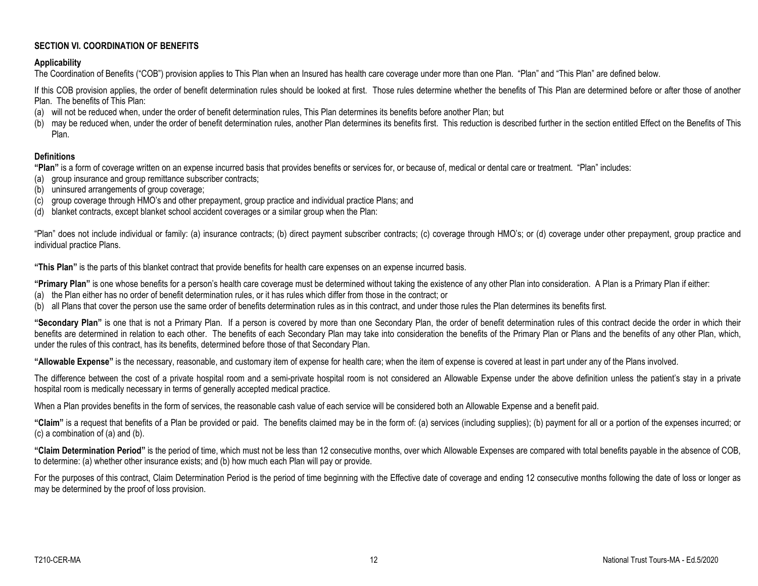## SECTION VI. COORDINATION OF BENEFITS

### Applicability

The Coordination of Benefits ("COB") provision applies to This Plan when an Insured has health care coverage under more than one Plan. "Plan" and "This Plan" are defined below.

If this COB provision applies, the order of benefit determination rules should be looked at first. Those rules determine whether the benefits of This Plan are determined before or after those of another Plan. The benefits of This Plan:

(a) will not be reduced when, under the order of benefit determination rules, This Plan determines its benefits before another Plan; but
(b) may be reduced when, under the order of benefit determination rules, another Plan determines its benefits first. This reduction is described further in the section entitled Effect on the Benefits of This Plan.

### Definitions

**"Plan"** is a form of coverage written on an expense incurred basis that provides benefits or services for, or because of, medical or dental care or treatment. "Plan" includes:

(a) group insurance and group remittance subscriber contracts;
(b) uninsured arrangements of group coverage;
(c) group coverage through HMO's and other prepayment, group practice and individual practice Plans; and
(d) blanket contracts, except blanket school accident coverages or a similar group when the Plan:

"Plan" does not include individual or family: (a) insurance contracts; (b) direct payment subscriber contracts; (c) coverage through HMO's; or (d) coverage under other prepayment, group practice and individual practice Plans.

**"This Plan"** is the parts of this blanket contract that provide benefits for health care expenses on an expense incurred basis.

**"Primary Plan"** is one whose benefits for a person's health care coverage must be determined without taking the existence of any other Plan into consideration. A Plan is a Primary Plan if either:

(a) the Plan either has no order of benefit determination rules, or it has rules which differ from those in the contract; or
(b) all Plans that cover the person use the same order of benefits determination rules as in this contract, and under those rules the Plan determines its benefits first.

**"Secondary Plan"** is one that is not a Primary Plan. If a person is covered by more than one Secondary Plan, the order of benefit determination rules of this contract decide the order in which their benefits are determined in relation to each other. The benefits of each Secondary Plan may take into consideration the benefits of the Primary Plan or Plans and the benefits of any other Plan, which, under the rules of this contract, has its benefits, determined before those of that Secondary Plan.

**"Allowable Expense"** is the necessary, reasonable, and customary item of expense for health care; when the item of expense is covered at least in part under any of the Plans involved.

The difference between the cost of a private hospital room and a semi-private hospital room is not considered an Allowable Expense under the above definition unless the patient's stay in a private hospital room is medically necessary in terms of generally accepted medical practice.

When a Plan provides benefits in the form of services, the reasonable cash value of each service will be considered both an Allowable Expense and a benefit paid.

**"Claim"** is a request that benefits of a Plan be provided or paid. The benefits claimed may be in the form of: (a) services (including supplies); (b) payment for all or a portion of the expenses incurred; or (c) a combination of (a) and (b).

**"Claim Determination Period"** is the period of time, which must not be less than 12 consecutive months, over which Allowable Expenses are compared with total benefits payable in the absence of COB, to determine: (a) whether other insurance exists; and (b) how much each Plan will pay or provide.

For the purposes of this contract, Claim Determination Period is the period of time beginning with the Effective date of coverage and ending 12 consecutive months following the date of loss or longer as may be determined by the proof of loss provision.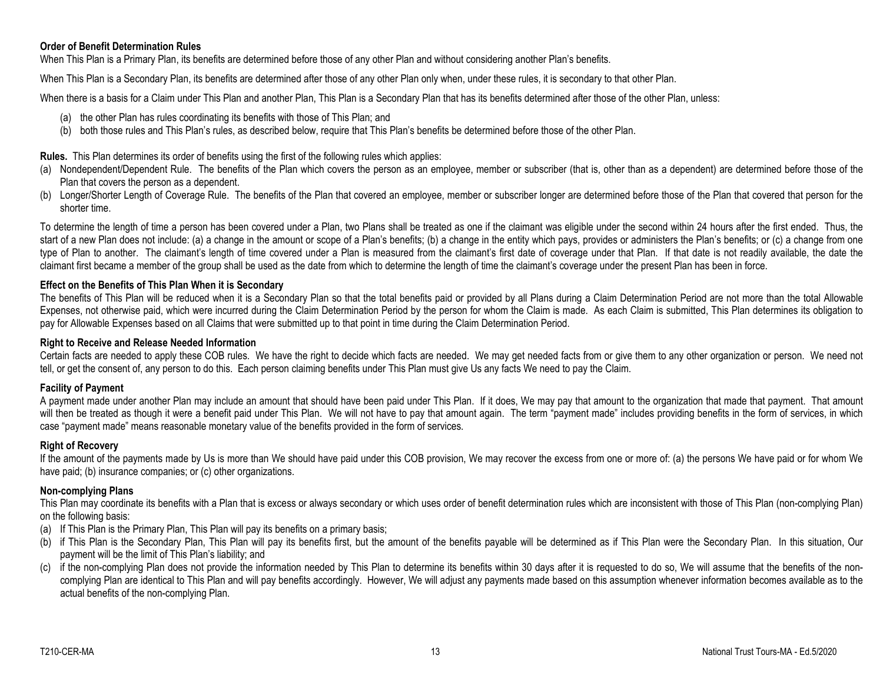### Order of Benefit Determination Rules

When This Plan is a Primary Plan, its benefits are determined before those of any other Plan and without considering another Plan's benefits.

When This Plan is a Secondary Plan, its benefits are determined after those of any other Plan only when, under these rules, it is secondary to that other Plan.

When there is a basis for a Claim under This Plan and another Plan, This Plan is a Secondary Plan that has its benefits determined after those of the other Plan, unless:

(a) the other Plan has rules coordinating its benefits with those of This Plan; and
(b) both those rules and This Plan's rules, as described below, require that This Plan's benefits be determined before those of the other Plan.

**Rules.** This Plan determines its order of benefits using the first of the following rules which applies:

(a) Nondependent/Dependent Rule. The benefits of the Plan which covers the person as an employee, member or subscriber (that is, other than as a dependent) are determined before those of the Plan that covers the person as a dependent.
(b) Longer/Shorter Length of Coverage Rule. The benefits of the Plan that covered an employee, member or subscriber longer are determined before those of the Plan that covered that person for the shorter time.

To determine the length of time a person has been covered under a Plan, two Plans shall be treated as one if the claimant was eligible under the second within 24 hours after the first ended. Thus, the start of a new Plan does not include: (a) a change in the amount or scope of a Plan's benefits; (b) a change in the entity which pays, provides or administers the Plan's benefits; or (c) a change from one type of Plan to another. The claimant's length of time covered under a Plan is measured from the claimant's first date of coverage under that Plan. If that date is not readily available, the date the claimant first became a member of the group shall be used as the date from which to determine the length of time the claimant's coverage under the present Plan has been in force.

### Effect on the Benefits of This Plan When it is Secondary

The benefits of This Plan will be reduced when it is a Secondary Plan so that the total benefits paid or provided by all Plans during a Claim Determination Period are not more than the total Allowable Expenses, not otherwise paid, which were incurred during the Claim Determination Period by the person for whom the Claim is made. As each Claim is submitted, This Plan determines its obligation to pay for Allowable Expenses based on all Claims that were submitted up to that point in time during the Claim Determination Period.

### Right to Receive and Release Needed Information

Certain facts are needed to apply these COB rules. We have the right to decide which facts are needed. We may get needed facts from or give them to any other organization or person. We need not tell, or get the consent of, any person to do this. Each person claiming benefits under This Plan must give Us any facts We need to pay the Claim.

### Facility of Payment

A payment made under another Plan may include an amount that should have been paid under This Plan. If it does, We may pay that amount to the organization that made that payment. That amount will then be treated as though it were a benefit paid under This Plan. We will not have to pay that amount again. The term "payment made" includes providing benefits in the form of services, in which case "payment made" means reasonable monetary value of the benefits provided in the form of services.

### Right of Recovery

If the amount of the payments made by Us is more than We should have paid under this COB provision, We may recover the excess from one or more of: (a) the persons We have paid or for whom We have paid; (b) insurance companies; or (c) other organizations.

### Non-complying Plans

This Plan may coordinate its benefits with a Plan that is excess or always secondary or which uses order of benefit determination rules which are inconsistent with those of This Plan (non-complying Plan) on the following basis:

(a) If This Plan is the Primary Plan, This Plan will pay its benefits on a primary basis;
(b) if This Plan is the Secondary Plan, This Plan will pay its benefits first, but the amount of the benefits payable will be determined as if This Plan were the Secondary Plan. In this situation, Our payment will be the limit of This Plan's liability; and
(c) if the non-complying Plan does not provide the information needed by This Plan to determine its benefits within 30 days after it is requested to do so, We will assume that the benefits of the non-complying Plan are identical to This Plan and will pay benefits accordingly. However, We will adjust any payments made based on this assumption whenever information becomes available as to the actual benefits of the non-complying Plan.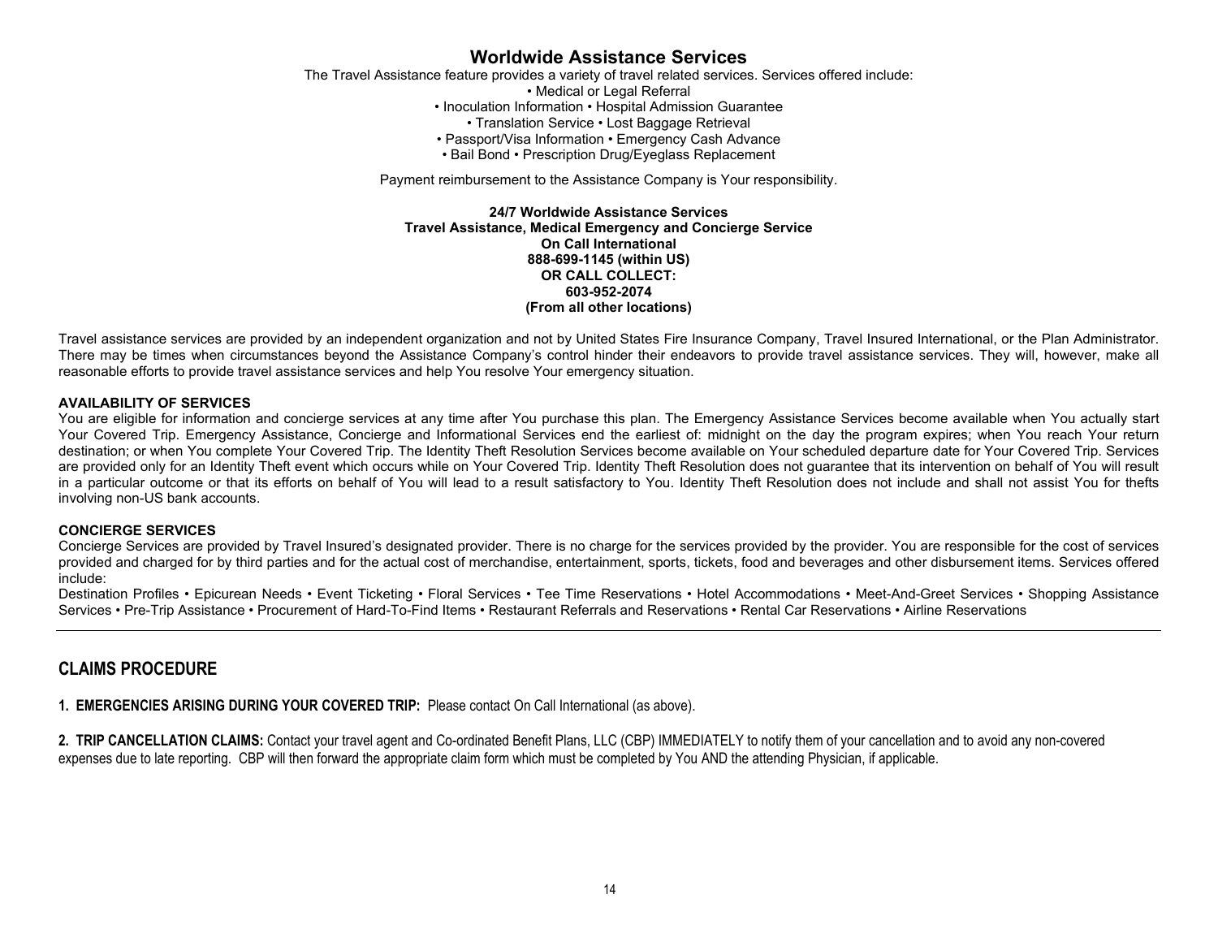## Worldwide Assistance Services

The Travel Assistance feature provides a variety of travel related services. Services offered include:

• Medical or Legal Referral
• Inoculation Information • Hospital Admission Guarantee
• Translation Service • Lost Baggage Retrieval
• Passport/Visa Information • Emergency Cash Advance
• Bail Bond • Prescription Drug/Eyeglass Replacement

Payment reimbursement to the Assistance Company is Your responsibility.

**24/7 Worldwide Assistance Services**
**Travel Assistance, Medical Emergency and Concierge Service**
**On Call International**
**888-699-1145 (within US)**
**OR CALL COLLECT:**
**603-952-2074**
**(From all other locations)**

Travel assistance services are provided by an independent organization and not by United States Fire Insurance Company, Travel Insured International, or the Plan Administrator. There may be times when circumstances beyond the Assistance Company's control hinder their endeavors to provide travel assistance services. They will, however, make all reasonable efforts to provide travel assistance services and help You resolve Your emergency situation.

**AVAILABILITY OF SERVICES**

You are eligible for information and concierge services at any time after You purchase this plan. The Emergency Assistance Services become available when You actually start Your Covered Trip. Emergency Assistance, Concierge and Informational Services end the earliest of: midnight on the day the program expires; when You reach Your return destination; or when You complete Your Covered Trip. The Identity Theft Resolution Services become available on Your scheduled departure date for Your Covered Trip. Services are provided only for an Identity Theft event which occurs while on Your Covered Trip. Identity Theft Resolution does not guarantee that its intervention on behalf of You will result in a particular outcome or that its efforts on behalf of You will lead to a result satisfactory to You. Identity Theft Resolution does not include and shall not assist You for thefts involving non-US bank accounts.

**CONCIERGE SERVICES**

Concierge Services are provided by Travel Insured's designated provider. There is no charge for the services provided by the provider. You are responsible for the cost of services provided and charged for by third parties and for the actual cost of merchandise, entertainment, sports, tickets, food and beverages and other disbursement items. Services offered include:

Destination Profiles • Epicurean Needs • Event Ticketing • Floral Services • Tee Time Reservations • Hotel Accommodations • Meet-And-Greet Services • Shopping Assistance Services • Pre-Trip Assistance • Procurement of Hard-To-Find Items • Restaurant Referrals and Reservations • Rental Car Reservations • Airline Reservations

---

## CLAIMS PROCEDURE

**1. EMERGENCIES ARISING DURING YOUR COVERED TRIP:** Please contact On Call International (as above).

**2. TRIP CANCELLATION CLAIMS:** Contact your travel agent and Co-ordinated Benefit Plans, LLC (CBP) IMMEDIATELY to notify them of your cancellation and to avoid any non-covered expenses due to late reporting. CBP will then forward the appropriate claim form which must be completed by You AND the attending Physician, if applicable.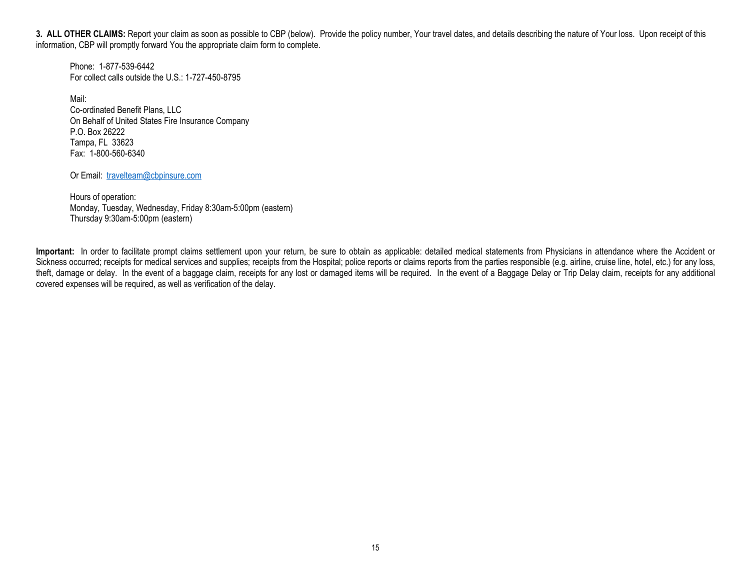**3. ALL OTHER CLAIMS:** Report your claim as soon as possible to CBP (below). Provide the policy number, Your travel dates, and details describing the nature of Your loss. Upon receipt of this information, CBP will promptly forward You the appropriate claim form to complete.

Phone: 1-877-539-6442
For collect calls outside the U.S.: 1-727-450-8795

Mail:
Co-ordinated Benefit Plans, LLC
On Behalf of United States Fire Insurance Company
P.O. Box 26222
Tampa, FL 33623
Fax: 1-800-560-6340

Or Email: travelteam@cbpinsure.com

Hours of operation:
Monday, Tuesday, Wednesday, Friday 8:30am-5:00pm (eastern)
Thursday 9:30am-5:00pm (eastern)

**Important:** In order to facilitate prompt claims settlement upon your return, be sure to obtain as applicable: detailed medical statements from Physicians in attendance where the Accident or Sickness occurred; receipts for medical services and supplies; receipts from the Hospital; police reports or claims reports from the parties responsible (e.g. airline, cruise line, hotel, etc.) for any loss, theft, damage or delay. In the event of a baggage claim, receipts for any lost or damaged items will be required. In the event of a Baggage Delay or Trip Delay claim, receipts for any additional covered expenses will be required, as well as verification of the delay.